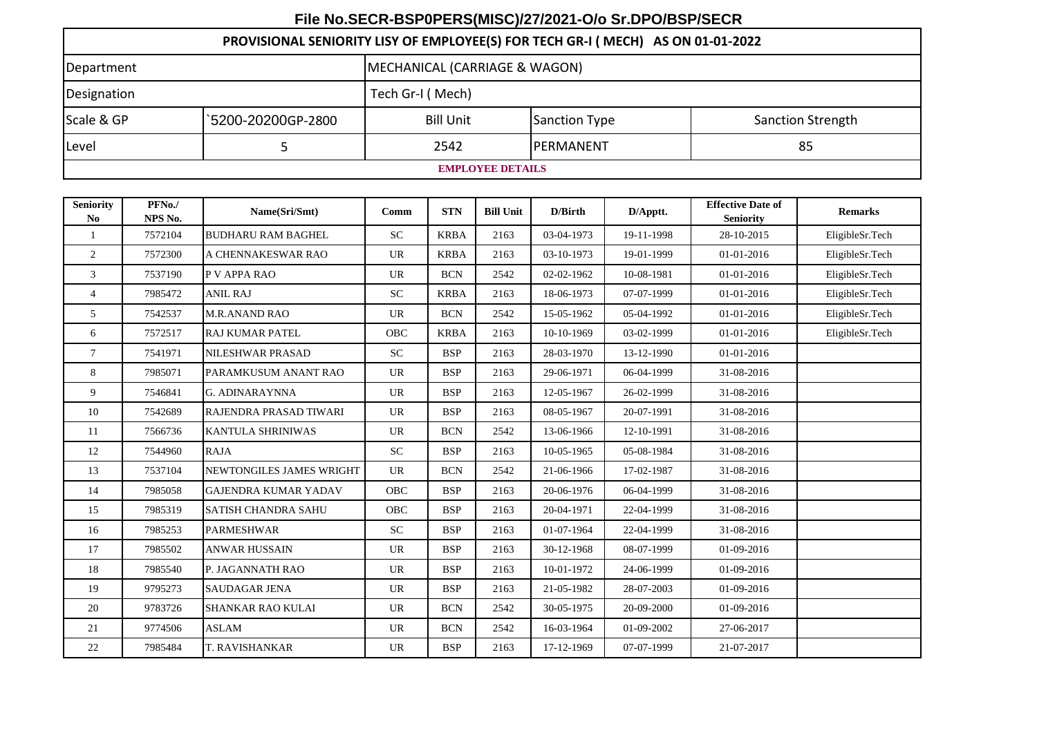# File No.SECR-BSP0PERS(MISC)/27/2021-O/o Sr.DPO/BSP/SECR

| PROVISIONAL SENIORITY LISY OF EMPLOYEE(S) FOR TECH GR-I ( MECH) AS ON 01-01-2022 | | | | |
|---|---|---|---|---|
| Department | | MECHANICAL (CARRIAGE & WAGON) | | |
| Designation | | Tech Gr-I ( Mech) | | |
| Scale & GP | `5200-20200GP-2800 | Bill Unit | Sanction Type | Sanction Strength |
| Level | 5 | 2542 | PERMANENT | 85 |

**EMPLOYEE DETAILS**

| Seniority No | PFNo./ NPS No. | Name(Sri/Smt) | Comm | STN | Bill Unit | D/Birth | D/Apptt. | Effective Date of Seniority | Remarks |
|---|---|---|---|---|---|---|---|---|---|
| 1 | 7572104 | BUDHARU RAM BAGHEL | SC | KRBA | 2163 | 03-04-1973 | 19-11-1998 | 28-10-2015 | EligibleSr.Tech |
| 2 | 7572300 | A CHENNAKESWAR RAO | UR | KRBA | 2163 | 03-10-1973 | 19-01-1999 | 01-01-2016 | EligibleSr.Tech |
| 3 | 7537190 | P V APPA RAO | UR | BCN | 2542 | 02-02-1962 | 10-08-1981 | 01-01-2016 | EligibleSr.Tech |
| 4 | 7985472 | ANIL RAJ | SC | KRBA | 2163 | 18-06-1973 | 07-07-1999 | 01-01-2016 | EligibleSr.Tech |
| 5 | 7542537 | M.R.ANAND RAO | UR | BCN | 2542 | 15-05-1962 | 05-04-1992 | 01-01-2016 | EligibleSr.Tech |
| 6 | 7572517 | RAJ KUMAR PATEL | OBC | KRBA | 2163 | 10-10-1969 | 03-02-1999 | 01-01-2016 | EligibleSr.Tech |
| 7 | 7541971 | NILESHWAR PRASAD | SC | BSP | 2163 | 28-03-1970 | 13-12-1990 | 01-01-2016 | |
| 8 | 7985071 | PARAMKUSUM ANANT RAO | UR | BSP | 2163 | 29-06-1971 | 06-04-1999 | 31-08-2016 | |
| 9 | 7546841 | G. ADINARAYNNA | UR | BSP | 2163 | 12-05-1967 | 26-02-1999 | 31-08-2016 | |
| 10 | 7542689 | RAJENDRA PRASAD TIWARI | UR | BSP | 2163 | 08-05-1967 | 20-07-1991 | 31-08-2016 | |
| 11 | 7566736 | KANTULA SHRINIWAS | UR | BCN | 2542 | 13-06-1966 | 12-10-1991 | 31-08-2016 | |
| 12 | 7544960 | RAJA | SC | BSP | 2163 | 10-05-1965 | 05-08-1984 | 31-08-2016 | |
| 13 | 7537104 | NEWTONGILES JAMES WRIGHT | UR | BCN | 2542 | 21-06-1966 | 17-02-1987 | 31-08-2016 | |
| 14 | 7985058 | GAJENDRA KUMAR YADAV | OBC | BSP | 2163 | 20-06-1976 | 06-04-1999 | 31-08-2016 | |
| 15 | 7985319 | SATISH CHANDRA SAHU | OBC | BSP | 2163 | 20-04-1971 | 22-04-1999 | 31-08-2016 | |
| 16 | 7985253 | PARMESHWAR | SC | BSP | 2163 | 01-07-1964 | 22-04-1999 | 31-08-2016 | |
| 17 | 7985502 | ANWAR HUSSAIN | UR | BSP | 2163 | 30-12-1968 | 08-07-1999 | 01-09-2016 | |
| 18 | 7985540 | P. JAGANNATH RAO | UR | BSP | 2163 | 10-01-1972 | 24-06-1999 | 01-09-2016 | |
| 19 | 9795273 | SAUDAGAR JENA | UR | BSP | 2163 | 21-05-1982 | 28-07-2003 | 01-09-2016 | |
| 20 | 9783726 | SHANKAR RAO KULAI | UR | BCN | 2542 | 30-05-1975 | 20-09-2000 | 01-09-2016 | |
| 21 | 9774506 | ASLAM | UR | BCN | 2542 | 16-03-1964 | 01-09-2002 | 27-06-2017 | |
| 22 | 7985484 | T. RAVISHANKAR | UR | BSP | 2163 | 17-12-1969 | 07-07-1999 | 21-07-2017 | |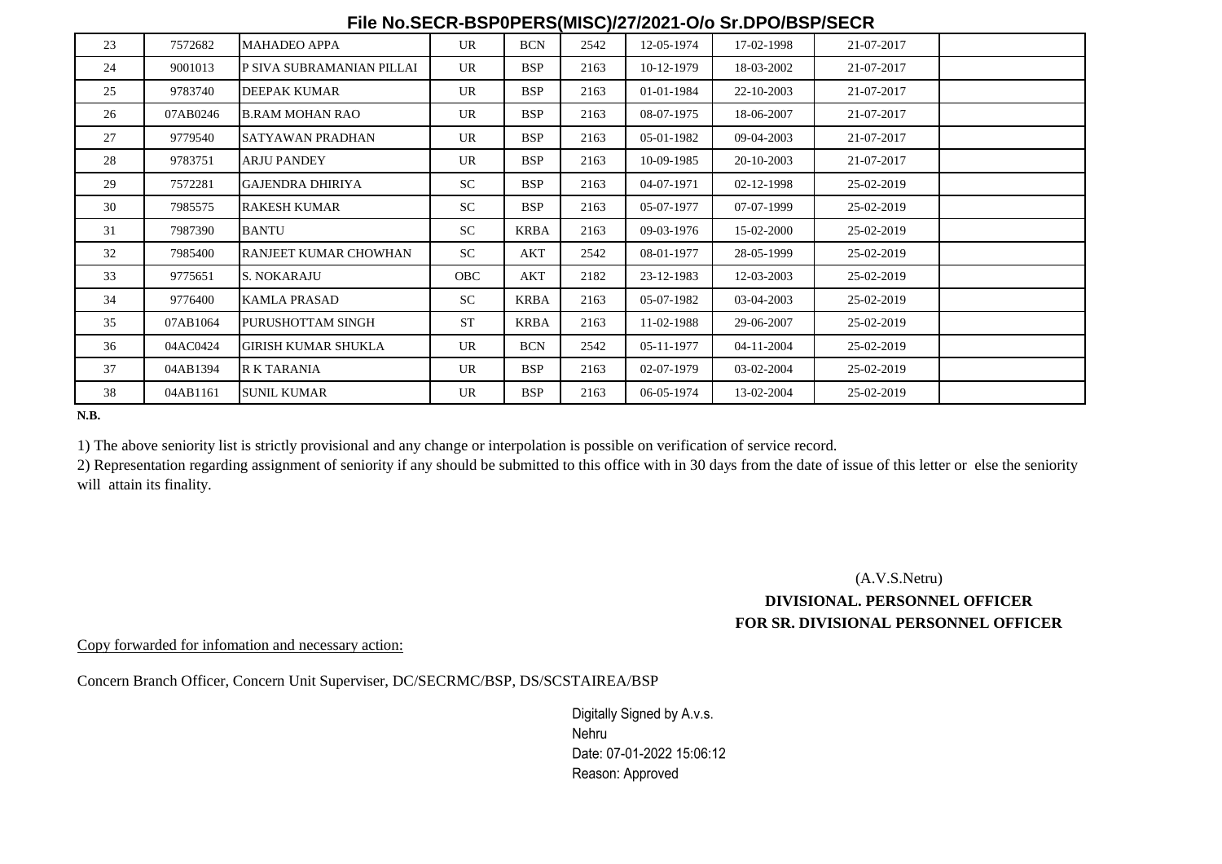File No.SECR-BSP0PERS(MISC)/27/2021-O/o Sr.DPO/BSP/SECR

| | | | | | | | | | |
|---|---|---|---|---|---|---|---|---|---|
| 23 | 7572682 | MAHADEO APPA | UR | BCN | 2542 | 12-05-1974 | 17-02-1998 | 21-07-2017 | |
| 24 | 9001013 | P SIVA SUBRAMANIAN PILLAI | UR | BSP | 2163 | 10-12-1979 | 18-03-2002 | 21-07-2017 | |
| 25 | 9783740 | DEEPAK KUMAR | UR | BSP | 2163 | 01-01-1984 | 22-10-2003 | 21-07-2017 | |
| 26 | 07AB0246 | B.RAM MOHAN RAO | UR | BSP | 2163 | 08-07-1975 | 18-06-2007 | 21-07-2017 | |
| 27 | 9779540 | SATYAWAN PRADHAN | UR | BSP | 2163 | 05-01-1982 | 09-04-2003 | 21-07-2017 | |
| 28 | 9783751 | ARJU PANDEY | UR | BSP | 2163 | 10-09-1985 | 20-10-2003 | 21-07-2017 | |
| 29 | 7572281 | GAJENDRA DHIRIYA | SC | BSP | 2163 | 04-07-1971 | 02-12-1998 | 25-02-2019 | |
| 30 | 7985575 | RAKESH KUMAR | SC | BSP | 2163 | 05-07-1977 | 07-07-1999 | 25-02-2019 | |
| 31 | 7987390 | BANTU | SC | KRBA | 2163 | 09-03-1976 | 15-02-2000 | 25-02-2019 | |
| 32 | 7985400 | RANJEET KUMAR CHOWHAN | SC | AKT | 2542 | 08-01-1977 | 28-05-1999 | 25-02-2019 | |
| 33 | 9775651 | S. NOKARAJU | OBC | AKT | 2182 | 23-12-1983 | 12-03-2003 | 25-02-2019 | |
| 34 | 9776400 | KAMLA PRASAD | SC | KRBA | 2163 | 05-07-1982 | 03-04-2003 | 25-02-2019 | |
| 35 | 07AB1064 | PURUSHOTTAM SINGH | ST | KRBA | 2163 | 11-02-1988 | 29-06-2007 | 25-02-2019 | |
| 36 | 04AC0424 | GIRISH KUMAR SHUKLA | UR | BCN | 2542 | 05-11-1977 | 04-11-2004 | 25-02-2019 | |
| 37 | 04AB1394 | R K TARANIA | UR | BSP | 2163 | 02-07-1979 | 03-02-2004 | 25-02-2019 | |
| 38 | 04AB1161 | SUNIL KUMAR | UR | BSP | 2163 | 06-05-1974 | 13-02-2004 | 25-02-2019 | |

**N.B.**

1) The above seniority list is strictly provisional and any change or interpolation is possible on verification of service record.

2) Representation regarding assignment of seniority if any should be submitted to this office with in 30 days from the date of issue of this letter or else the seniority will attain its finality.

(A.V.S.Netru)

**DIVISIONAL. PERSONNEL OFFICER**

**FOR SR. DIVISIONAL PERSONNEL OFFICER**

Copy forwarded for infomation and necessary action:

Concern Branch Officer, Concern Unit Superviser, DC/SECRMC/BSP, DS/SCSTAIREA/BSP

Digitally Signed by A.v.s.
Nehru
Date: 07-01-2022 15:06:12
Reason: Approved